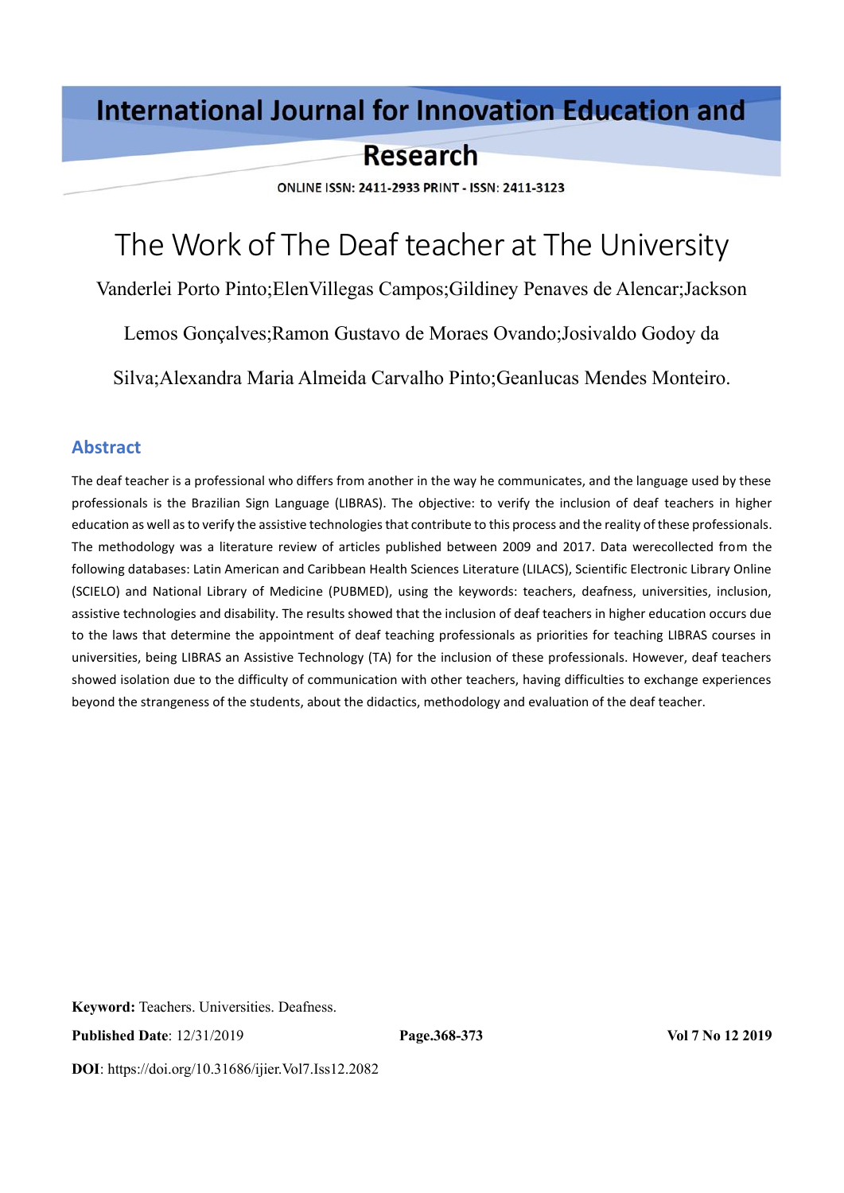# The Work of The Deaf teacher at The University

Vanderlei Porto Pinto;ElenVillegas Campos;Gildiney Penaves de Alencar;Jackson Lemos Gonçalves;Ramon Gustavo de Moraes Ovando;Josivaldo Godoy da Silva;Alexandra Maria Almeida Carvalho Pinto;Geanlucas Mendes Monteiro.

## Abstract

The deaf teacher is a professional who differs from another in the way he communicates, and the language used by these professionals is the Brazilian Sign Language (LIBRAS). The objective: to verify the inclusion of deaf teachers in higher education as well as to verify the assistive technologies that contribute to this process and the reality of these professionals. The methodology was a literature review of articles published between 2009 and 2017. Data werecollected from the following databases: Latin American and Caribbean Health Sciences Literature (LILACS), Scientific Electronic Library Online (SCIELO) and National Library of Medicine (PUBMED), using the keywords: teachers, deafness, universities, inclusion, assistive technologies and disability. The results showed that the inclusion of deaf teachers in higher education occurs due to the laws that determine the appointment of deaf teaching professionals as priorities for teaching LIBRAS courses in universities, being LIBRAS an Assistive Technology (TA) for the inclusion of these professionals. However, deaf teachers showed isolation due to the difficulty of communication with other teachers, having difficulties to exchange experiences beyond the strangeness of the students, about the didactics, methodology and evaluation of the deaf teacher.

**Keyword:** Teachers. Universities. Deafness.

**Published Date**: 12/31/2019

**DOI**: https://doi.org/10.31686/ijier.Vol7.Iss12.2082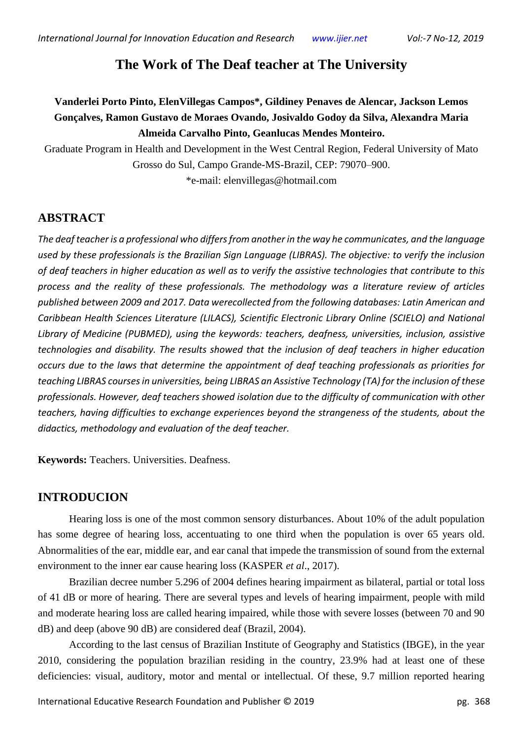# The Work of The Deaf teacher at The University

**Vanderlei Porto Pinto, ElenVillegas Campos\*, Gildiney Penaves de Alencar, Jackson Lemos Gonçalves, Ramon Gustavo de Moraes Ovando, Josivaldo Godoy da Silva, Alexandra Maria Almeida Carvalho Pinto, Geanlucas Mendes Monteiro.**

Graduate Program in Health and Development in the West Central Region, Federal University of Mato Grosso do Sul, Campo Grande-MS-Brazil, CEP: 79070–900.

\*e-mail: elenvillegas@hotmail.com

## ABSTRACT

*The deaf teacher is a professional who differs from another in the way he communicates, and the language used by these professionals is the Brazilian Sign Language (LIBRAS). The objective: to verify the inclusion of deaf teachers in higher education as well as to verify the assistive technologies that contribute to this process and the reality of these professionals. The methodology was a literature review of articles published between 2009 and 2017. Data werecollected from the following databases: Latin American and Caribbean Health Sciences Literature (LILACS), Scientific Electronic Library Online (SCIELO) and National Library of Medicine (PUBMED), using the keywords: teachers, deafness, universities, inclusion, assistive technologies and disability. The results showed that the inclusion of deaf teachers in higher education occurs due to the laws that determine the appointment of deaf teaching professionals as priorities for teaching LIBRAS courses in universities, being LIBRAS an Assistive Technology (TA) for the inclusion of these professionals. However, deaf teachers showed isolation due to the difficulty of communication with other teachers, having difficulties to exchange experiences beyond the strangeness of the students, about the didactics, methodology and evaluation of the deaf teacher.*

**Keywords:** Teachers. Universities. Deafness.

## INTRODUCION

Hearing loss is one of the most common sensory disturbances. About 10% of the adult population has some degree of hearing loss, accentuating to one third when the population is over 65 years old. Abnormalities of the ear, middle ear, and ear canal that impede the transmission of sound from the external environment to the inner ear cause hearing loss (KASPER *et al*., 2017).

Brazilian decree number 5.296 of 2004 defines hearing impairment as bilateral, partial or total loss of 41 dB or more of hearing. There are several types and levels of hearing impairment, people with mild and moderate hearing loss are called hearing impaired, while those with severe losses (between 70 and 90 dB) and deep (above 90 dB) are considered deaf (Brazil, 2004).

According to the last census of Brazilian Institute of Geography and Statistics (IBGE), in the year 2010, considering the population brazilian residing in the country, 23.9% had at least one of these deficiencies: visual, auditory, motor and mental or intellectual. Of these, 9.7 million reported hearing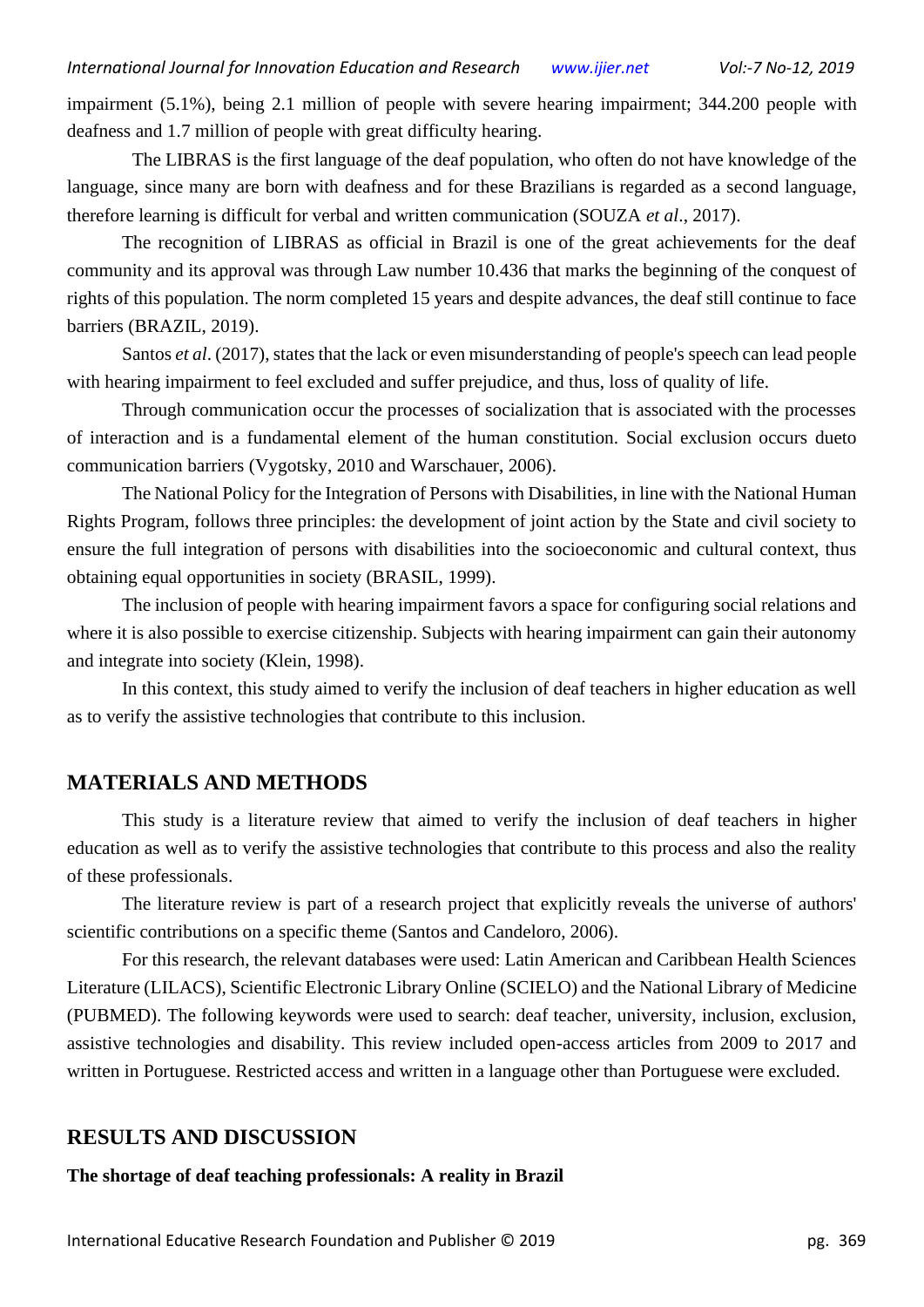impairment (5.1%), being 2.1 million of people with severe hearing impairment; 344.200 people with deafness and 1.7 million of people with great difficulty hearing.

The LIBRAS is the first language of the deaf population, who often do not have knowledge of the language, since many are born with deafness and for these Brazilians is regarded as a second language, therefore learning is difficult for verbal and written communication (SOUZA *et al*., 2017).

The recognition of LIBRAS as official in Brazil is one of the great achievements for the deaf community and its approval was through Law number 10.436 that marks the beginning of the conquest of rights of this population. The norm completed 15 years and despite advances, the deaf still continue to face barriers (BRAZIL, 2019).

Santos *et al*. (2017), states that the lack or even misunderstanding of people's speech can lead people with hearing impairment to feel excluded and suffer prejudice, and thus, loss of quality of life.

Through communication occur the processes of socialization that is associated with the processes of interaction and is a fundamental element of the human constitution. Social exclusion occurs dueto communication barriers (Vygotsky, 2010 and Warschauer, 2006).

The National Policy for the Integration of Persons with Disabilities, in line with the National Human Rights Program, follows three principles: the development of joint action by the State and civil society to ensure the full integration of persons with disabilities into the socioeconomic and cultural context, thus obtaining equal opportunities in society (BRASIL, 1999).

The inclusion of people with hearing impairment favors a space for configuring social relations and where it is also possible to exercise citizenship. Subjects with hearing impairment can gain their autonomy and integrate into society (Klein, 1998).

In this context, this study aimed to verify the inclusion of deaf teachers in higher education as well as to verify the assistive technologies that contribute to this inclusion.

## MATERIALS AND METHODS

This study is a literature review that aimed to verify the inclusion of deaf teachers in higher education as well as to verify the assistive technologies that contribute to this process and also the reality of these professionals.

The literature review is part of a research project that explicitly reveals the universe of authors' scientific contributions on a specific theme (Santos and Candeloro, 2006).

For this research, the relevant databases were used: Latin American and Caribbean Health Sciences Literature (LILACS), Scientific Electronic Library Online (SCIELO) and the National Library of Medicine (PUBMED). The following keywords were used to search: deaf teacher, university, inclusion, exclusion, assistive technologies and disability. This review included open-access articles from 2009 to 2017 and written in Portuguese. Restricted access and written in a language other than Portuguese were excluded.

## RESULTS AND DISCUSSION

**The shortage of deaf teaching professionals: A reality in Brazil**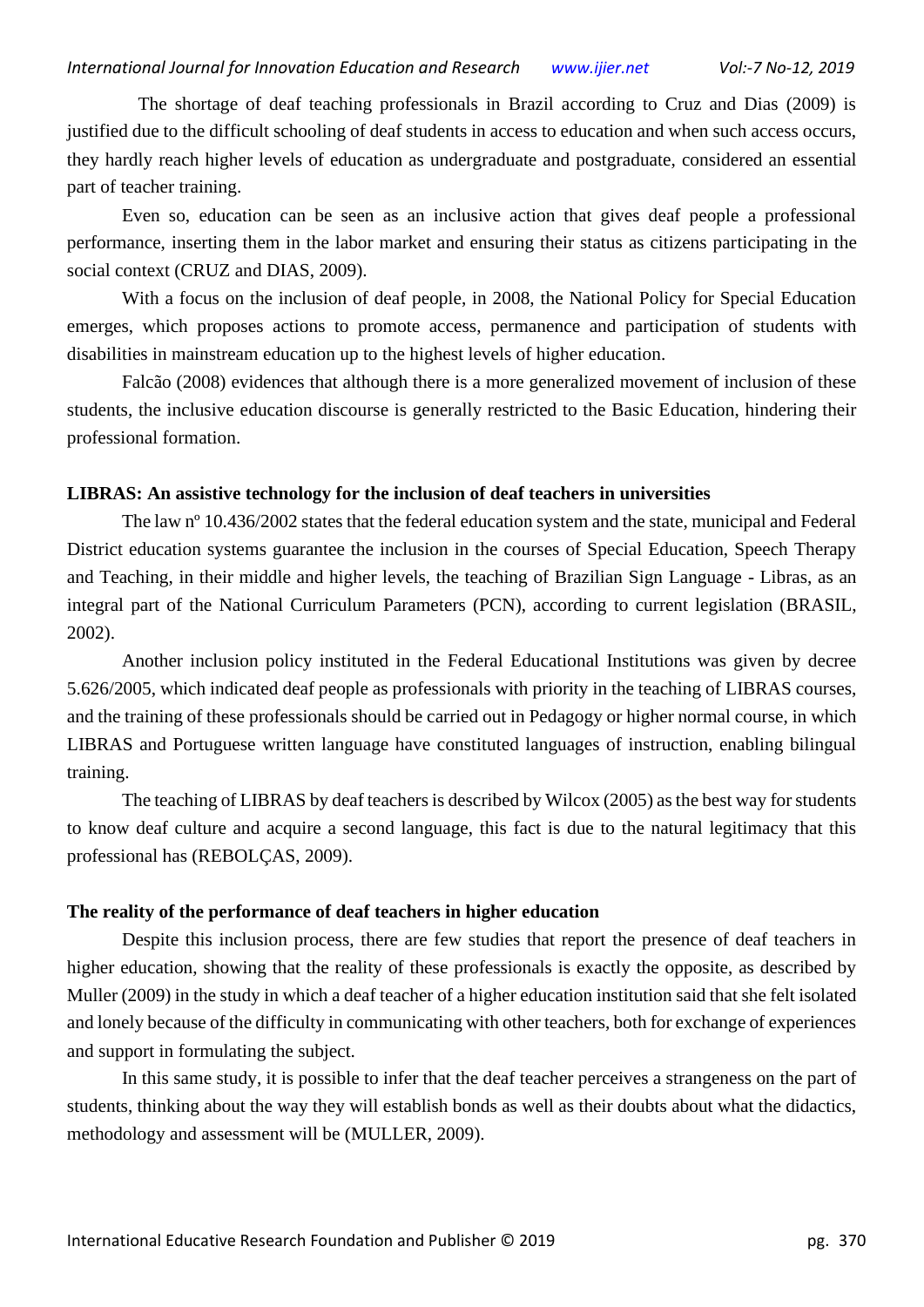The shortage of deaf teaching professionals in Brazil according to Cruz and Dias (2009) is justified due to the difficult schooling of deaf students in access to education and when such access occurs, they hardly reach higher levels of education as undergraduate and postgraduate, considered an essential part of teacher training.

Even so, education can be seen as an inclusive action that gives deaf people a professional performance, inserting them in the labor market and ensuring their status as citizens participating in the social context (CRUZ and DIAS, 2009).

With a focus on the inclusion of deaf people, in 2008, the National Policy for Special Education emerges, which proposes actions to promote access, permanence and participation of students with disabilities in mainstream education up to the highest levels of higher education.

Falcão (2008) evidences that although there is a more generalized movement of inclusion of these students, the inclusive education discourse is generally restricted to the Basic Education, hindering their professional formation.

**LIBRAS: An assistive technology for the inclusion of deaf teachers in universities**

The law nº 10.436/2002 states that the federal education system and the state, municipal and Federal District education systems guarantee the inclusion in the courses of Special Education, Speech Therapy and Teaching, in their middle and higher levels, the teaching of Brazilian Sign Language - Libras, as an integral part of the National Curriculum Parameters (PCN), according to current legislation (BRASIL, 2002).

Another inclusion policy instituted in the Federal Educational Institutions was given by decree 5.626/2005, which indicated deaf people as professionals with priority in the teaching of LIBRAS courses, and the training of these professionals should be carried out in Pedagogy or higher normal course, in which LIBRAS and Portuguese written language have constituted languages of instruction, enabling bilingual training.

The teaching of LIBRAS by deaf teachers is described by Wilcox (2005) as the best way for students to know deaf culture and acquire a second language, this fact is due to the natural legitimacy that this professional has (REBOLÇAS, 2009).

**The reality of the performance of deaf teachers in higher education**

Despite this inclusion process, there are few studies that report the presence of deaf teachers in higher education, showing that the reality of these professionals is exactly the opposite, as described by Muller (2009) in the study in which a deaf teacher of a higher education institution said that she felt isolated and lonely because of the difficulty in communicating with other teachers, both for exchange of experiences and support in formulating the subject.

In this same study, it is possible to infer that the deaf teacher perceives a strangeness on the part of students, thinking about the way they will establish bonds as well as their doubts about what the didactics, methodology and assessment will be (MULLER, 2009).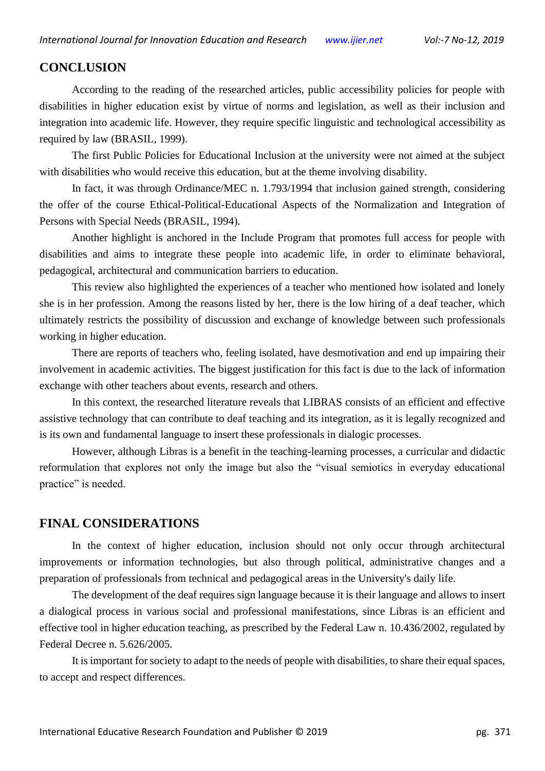## CONCLUSION

According to the reading of the researched articles, public accessibility policies for people with disabilities in higher education exist by virtue of norms and legislation, as well as their inclusion and integration into academic life. However, they require specific linguistic and technological accessibility as required by law (BRASIL, 1999).

The first Public Policies for Educational Inclusion at the university were not aimed at the subject with disabilities who would receive this education, but at the theme involving disability.

In fact, it was through Ordinance/MEC n. 1.793/1994 that inclusion gained strength, considering the offer of the course Ethical-Political-Educational Aspects of the Normalization and Integration of Persons with Special Needs (BRASIL, 1994).

Another highlight is anchored in the Include Program that promotes full access for people with disabilities and aims to integrate these people into academic life, in order to eliminate behavioral, pedagogical, architectural and communication barriers to education.

This review also highlighted the experiences of a teacher who mentioned how isolated and lonely she is in her profession. Among the reasons listed by her, there is the low hiring of a deaf teacher, which ultimately restricts the possibility of discussion and exchange of knowledge between such professionals working in higher education.

There are reports of teachers who, feeling isolated, have desmotivation and end up impairing their involvement in academic activities. The biggest justification for this fact is due to the lack of information exchange with other teachers about events, research and others.

In this context, the researched literature reveals that LIBRAS consists of an efficient and effective assistive technology that can contribute to deaf teaching and its integration, as it is legally recognized and is its own and fundamental language to insert these professionals in dialogic processes.

However, although Libras is a benefit in the teaching-learning processes, a curricular and didactic reformulation that explores not only the image but also the "visual semiotics in everyday educational practice" is needed.

## FINAL CONSIDERATIONS

In the context of higher education, inclusion should not only occur through architectural improvements or information technologies, but also through political, administrative changes and a preparation of professionals from technical and pedagogical areas in the University's daily life.

The development of the deaf requires sign language because it is their language and allows to insert a dialogical process in various social and professional manifestations, since Libras is an efficient and effective tool in higher education teaching, as prescribed by the Federal Law n. 10.436/2002, regulated by Federal Decree n. 5.626/2005.

It is important for society to adapt to the needs of people with disabilities, to share their equal spaces, to accept and respect differences.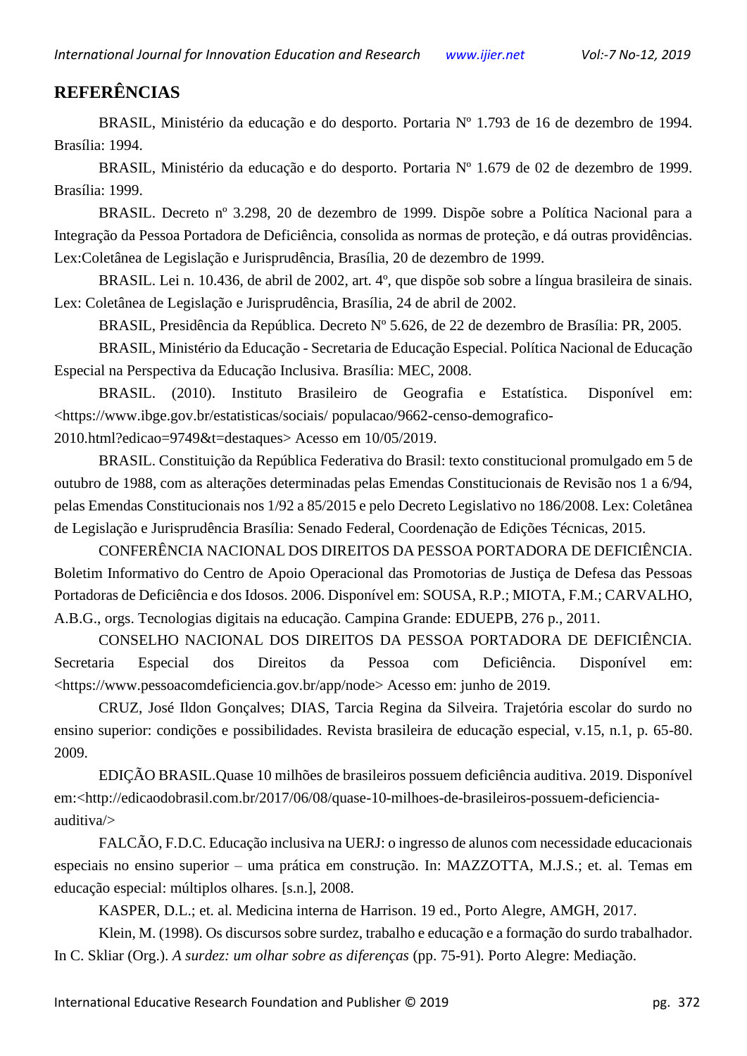## REFERÊNCIAS

BRASIL, Ministério da educação e do desporto. Portaria Nº 1.793 de 16 de dezembro de 1994. Brasília: 1994.

BRASIL, Ministério da educação e do desporto. Portaria Nº 1.679 de 02 de dezembro de 1999. Brasília: 1999.

BRASIL. Decreto nº 3.298, 20 de dezembro de 1999. Dispõe sobre a Política Nacional para a Integração da Pessoa Portadora de Deficiência, consolida as normas de proteção, e dá outras providências. Lex:Coletânea de Legislação e Jurisprudência, Brasília, 20 de dezembro de 1999.

BRASIL. Lei n. 10.436, de abril de 2002, art. 4º, que dispõe sob sobre a língua brasileira de sinais. Lex: Coletânea de Legislação e Jurisprudência, Brasília, 24 de abril de 2002.

BRASIL, Presidência da República. Decreto Nº 5.626, de 22 de dezembro de Brasília: PR, 2005.

BRASIL, Ministério da Educação - Secretaria de Educação Especial. Política Nacional de Educação Especial na Perspectiva da Educação Inclusiva. Brasília: MEC, 2008.

BRASIL. (2010). Instituto Brasileiro de Geografia e Estatística. Disponível em: <https://www.ibge.gov.br/estatisticas/sociais/ populacao/9662-censo-demografico-2010.html?edicao=9749&t=destaques> Acesso em 10/05/2019.

BRASIL. Constituição da República Federativa do Brasil: texto constitucional promulgado em 5 de outubro de 1988, com as alterações determinadas pelas Emendas Constitucionais de Revisão nos 1 a 6/94, pelas Emendas Constitucionais nos 1/92 a 85/2015 e pelo Decreto Legislativo no 186/2008. Lex: Coletânea de Legislação e Jurisprudência Brasília: Senado Federal, Coordenação de Edições Técnicas, 2015.

CONFERÊNCIA NACIONAL DOS DIREITOS DA PESSOA PORTADORA DE DEFICIÊNCIA. Boletim Informativo do Centro de Apoio Operacional das Promotorias de Justiça de Defesa das Pessoas Portadoras de Deficiência e dos Idosos. 2006. Disponível em: SOUSA, R.P.; MIOTA, F.M.; CARVALHO, A.B.G., orgs. Tecnologias digitais na educação. Campina Grande: EDUEPB, 276 p., 2011.

CONSELHO NACIONAL DOS DIREITOS DA PESSOA PORTADORA DE DEFICIÊNCIA. Secretaria Especial dos Direitos da Pessoa com Deficiência. Disponível em: <https://www.pessoacomdeficiencia.gov.br/app/node> Acesso em: junho de 2019.

CRUZ, José Ildon Gonçalves; DIAS, Tarcia Regina da Silveira. Trajetória escolar do surdo no ensino superior: condições e possibilidades. Revista brasileira de educação especial, v.15, n.1, p. 65-80. 2009.

EDIÇÃO BRASIL.Quase 10 milhões de brasileiros possuem deficiência auditiva. 2019. Disponível em:<http://edicaodobrasil.com.br/2017/06/08/quase-10-milhoes-de-brasileiros-possuem-deficiencia-auditiva/>

FALCÃO, F.D.C. Educação inclusiva na UERJ: o ingresso de alunos com necessidade educacionais especiais no ensino superior – uma prática em construção. In: MAZZOTTA, M.J.S.; et. al. Temas em educação especial: múltiplos olhares. [s.n.], 2008.

KASPER, D.L.; et. al. Medicina interna de Harrison. 19 ed., Porto Alegre, AMGH, 2017.

Klein, M. (1998). Os discursos sobre surdez, trabalho e educação e a formação do surdo trabalhador. In C. Skliar (Org.). *A surdez: um olhar sobre as diferenças* (pp. 75-91). Porto Alegre: Mediação.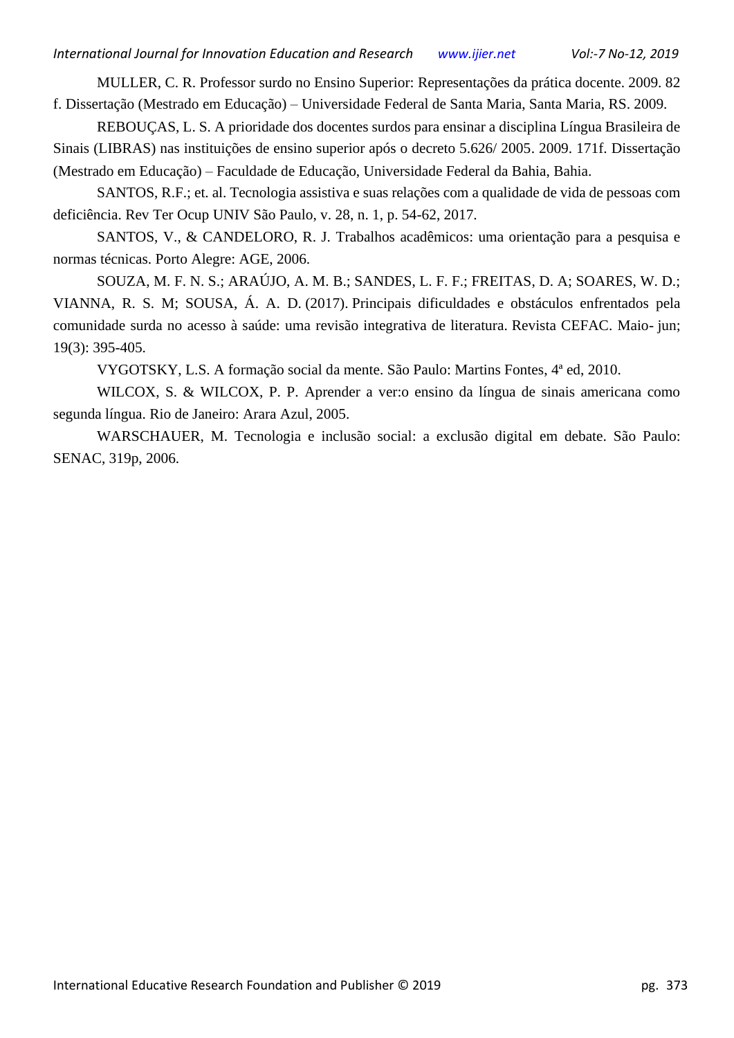MULLER, C. R. Professor surdo no Ensino Superior: Representações da prática docente. 2009. 82 f. Dissertação (Mestrado em Educação) – Universidade Federal de Santa Maria, Santa Maria, RS. 2009.

REBOUÇAS, L. S. A prioridade dos docentes surdos para ensinar a disciplina Língua Brasileira de Sinais (LIBRAS) nas instituições de ensino superior após o decreto 5.626/ 2005. 2009. 171f. Dissertação (Mestrado em Educação) – Faculdade de Educação, Universidade Federal da Bahia, Bahia.

SANTOS, R.F.; et. al. Tecnologia assistiva e suas relações com a qualidade de vida de pessoas com deficiência. Rev Ter Ocup UNIV São Paulo, v. 28, n. 1, p. 54-62, 2017.

SANTOS, V., & CANDELORO, R. J. Trabalhos acadêmicos: uma orientação para a pesquisa e normas técnicas. Porto Alegre: AGE, 2006.

SOUZA, M. F. N. S.; ARAÚJO, A. M. B.; SANDES, L. F. F.; FREITAS, D. A; SOARES, W. D.; VIANNA, R. S. M; SOUSA, Á. A. D. (2017). Principais dificuldades e obstáculos enfrentados pela comunidade surda no acesso à saúde: uma revisão integrativa de literatura. Revista CEFAC. Maio- jun; 19(3): 395-405.

VYGOTSKY, L.S. A formação social da mente. São Paulo: Martins Fontes, 4ª ed, 2010.

WILCOX, S. & WILCOX, P. P. Aprender a ver:o ensino da língua de sinais americana como segunda língua. Rio de Janeiro: Arara Azul, 2005.

WARSCHAUER, M. Tecnologia e inclusão social: a exclusão digital em debate. São Paulo: SENAC, 319p, 2006.